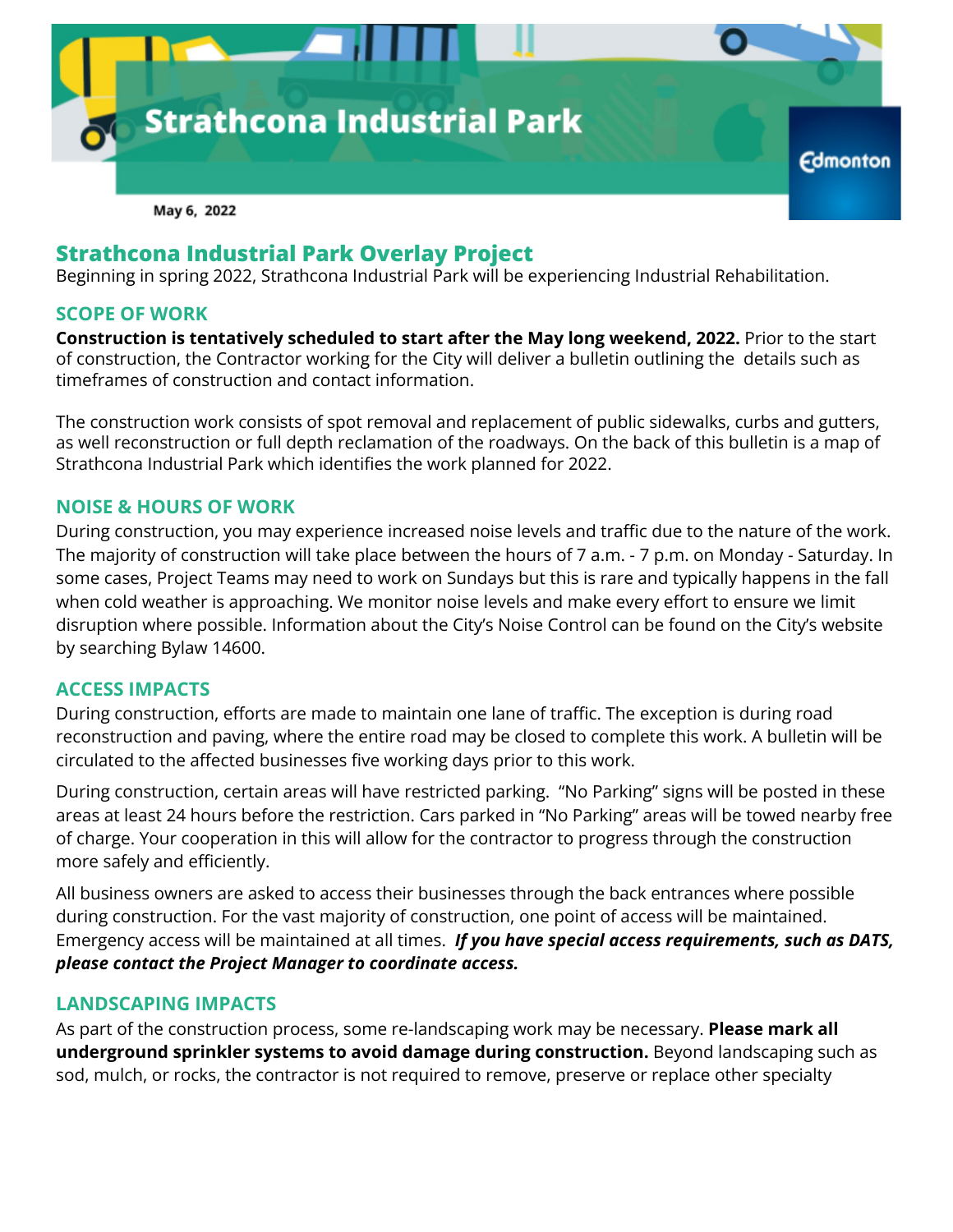# Strathcona Industrial Park

May 6, 2022

## Strathcona Industrial Park Overlay Project

Beginning in spring 2022, Strathcona Industrial Park will be experiencing Industrial Rehabilitation.

### SCOPE OF WORK

**Construction is tentatively scheduled to start after the May long weekend, 2022.** Prior to the start of construction, the Contractor working for the City will deliver a bulletin outlining the details such as timeframes of construction and contact information.

The construction work consists of spot removal and replacement of public sidewalks, curbs and gutters, as well reconstruction or full depth reclamation of the roadways. On the back of this bulletin is a map of Strathcona Industrial Park which identifies the work planned for 2022.

### NOISE & HOURS OF WORK

During construction, you may experience increased noise levels and traffic due to the nature of the work. The majority of construction will take place between the hours of 7 a.m. - 7 p.m. on Monday - Saturday. In some cases, Project Teams may need to work on Sundays but this is rare and typically happens in the fall when cold weather is approaching. We monitor noise levels and make every effort to ensure we limit disruption where possible. Information about the City's Noise Control can be found on the City's website by searching Bylaw 14600.

### ACCESS IMPACTS

During construction, efforts are made to maintain one lane of traffic. The exception is during road reconstruction and paving, where the entire road may be closed to complete this work. A bulletin will be circulated to the affected businesses five working days prior to this work.

During construction, certain areas will have restricted parking. "No Parking" signs will be posted in these areas at least 24 hours before the restriction. Cars parked in "No Parking" areas will be towed nearby free of charge. Your cooperation in this will allow for the contractor to progress through the construction more safely and efficiently.

All business owners are asked to access their businesses through the back entrances where possible during construction. For the vast majority of construction, one point of access will be maintained. Emergency access will be maintained at all times. ***If you have special access requirements, such as DATS, please contact the Project Manager to coordinate access.***

### LANDSCAPING IMPACTS

As part of the construction process, some re-landscaping work may be necessary. **Please mark all underground sprinkler systems to avoid damage during construction.** Beyond landscaping such as sod, mulch, or rocks, the contractor is not required to remove, preserve or replace other specialty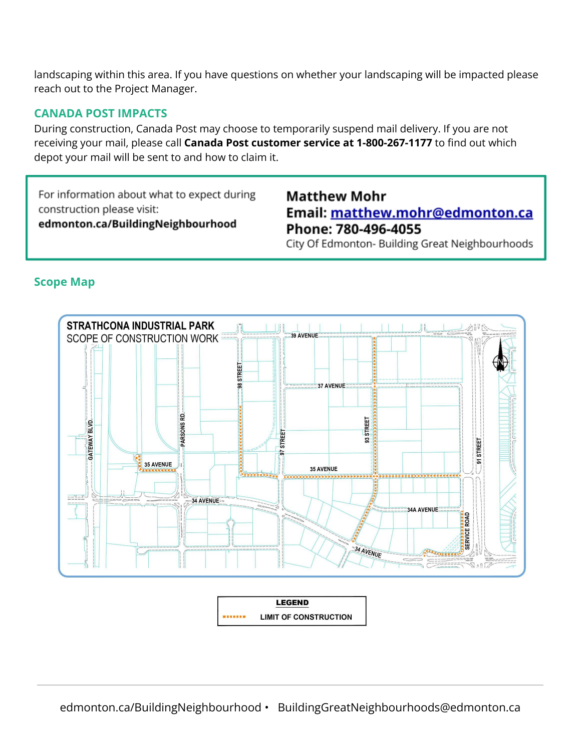landscaping within this area. If you have questions on whether your landscaping will be impacted please reach out to the Project Manager.

## CANADA POST IMPACTS

During construction, Canada Post may choose to temporarily suspend mail delivery. If you are not receiving your mail, please call **Canada Post customer service at 1-800-267-1177** to find out which depot your mail will be sent to and how to claim it.

For information about what to expect during construction please visit:
**edmonton.ca/BuildingNeighbourhood**

**Matthew Mohr**
**Email: matthew.mohr@edmonton.ca**
**Phone: 780-496-4055**
City Of Edmonton- Building Great Neighbourhoods

## Scope Map

STRATHCONA INDUSTRIAL PARK
SCOPE OF CONSTRUCTION WORK

39 AVENUE
37 AVENUE
35 AVENUE
34 AVENUE
34A AVENUE
GATEWAY BLVD.
PARSONS RD.
98 STREET
97 STREET
93 STREET
91 STREET
SERVICE ROAD

LEGEND
LIMIT OF CONSTRUCTION

edmonton.ca/BuildingNeighbourhood • BuildingGreatNeighbourhoods@edmonton.ca